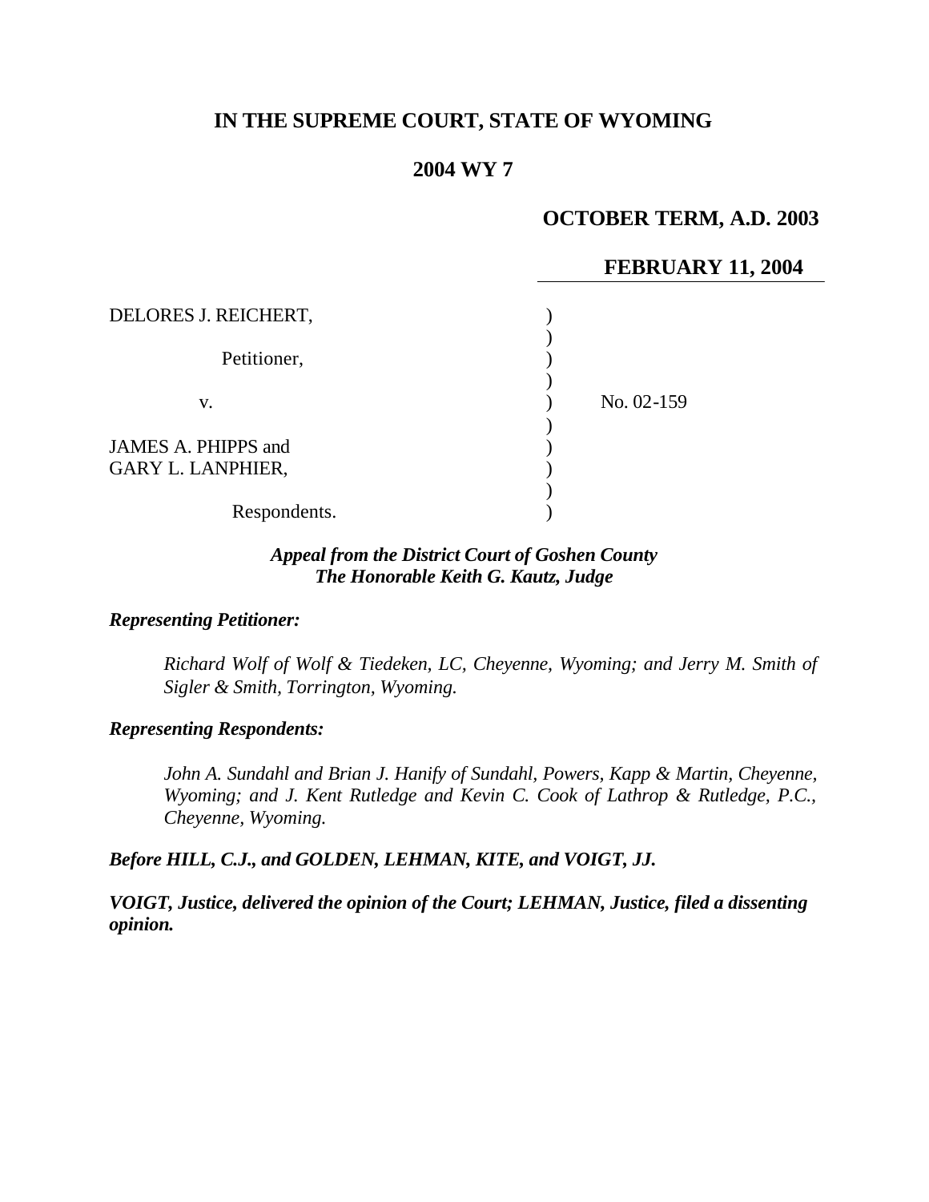# IN THE SUPREME COURT, STATE OF WYOMING

## 2004 WY 7

**OCTOBER TERM, A.D. 2003**

**FEBRUARY 11, 2004**

| | | |
|---|---|---|
| DELORES J. REICHERT, | ) | |
| | ) | |
| Petitioner, | ) | |
| | ) | |
| v. | ) | No. 02-159 |
| | ) | |
| JAMES A. PHIPPS and | ) | |
| GARY L. LANPHIER, | ) | |
| | ) | |
| Respondents. | ) | |

***Appeal from the District Court of Goshen County***
***The Honorable Keith G. Kautz, Judge***

***Representing Petitioner:***

*Richard Wolf of Wolf & Tiedeken, LC, Cheyenne, Wyoming; and Jerry M. Smith of Sigler & Smith, Torrington, Wyoming.*

***Representing Respondents:***

*John A. Sundahl and Brian J. Hanify of Sundahl, Powers, Kapp & Martin, Cheyenne, Wyoming; and J. Kent Rutledge and Kevin C. Cook of Lathrop & Rutledge, P.C., Cheyenne, Wyoming.*

***Before HILL, C.J., and GOLDEN, LEHMAN, KITE, and VOIGT, JJ.***

***VOIGT, Justice, delivered the opinion of the Court; LEHMAN, Justice, filed a dissenting opinion.***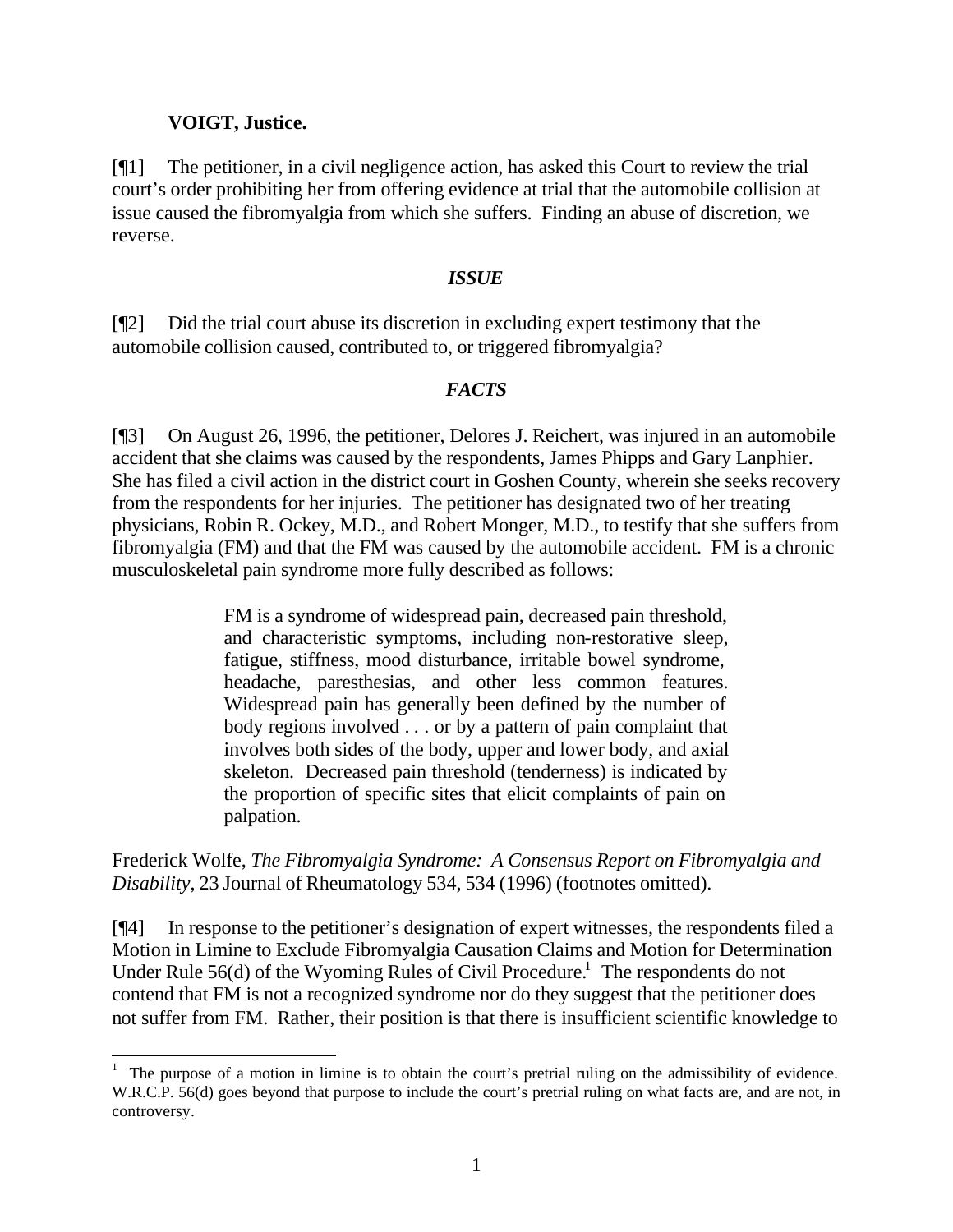**VOIGT, Justice.**

[¶1] The petitioner, in a civil negligence action, has asked this Court to review the trial court's order prohibiting her from offering evidence at trial that the automobile collision at issue caused the fibromyalgia from which she suffers. Finding an abuse of discretion, we reverse.

### *ISSUE*

[¶2] Did the trial court abuse its discretion in excluding expert testimony that the automobile collision caused, contributed to, or triggered fibromyalgia?

### *FACTS*

[¶3] On August 26, 1996, the petitioner, Delores J. Reichert, was injured in an automobile accident that she claims was caused by the respondents, James Phipps and Gary Lanphier. She has filed a civil action in the district court in Goshen County, wherein she seeks recovery from the respondents for her injuries. The petitioner has designated two of her treating physicians, Robin R. Ockey, M.D., and Robert Monger, M.D., to testify that she suffers from fibromyalgia (FM) and that the FM was caused by the automobile accident. FM is a chronic musculoskeletal pain syndrome more fully described as follows:

> FM is a syndrome of widespread pain, decreased pain threshold, and characteristic symptoms, including non-restorative sleep, fatigue, stiffness, mood disturbance, irritable bowel syndrome, headache, paresthesias, and other less common features. Widespread pain has generally been defined by the number of body regions involved . . . or by a pattern of pain complaint that involves both sides of the body, upper and lower body, and axial skeleton. Decreased pain threshold (tenderness) is indicated by the proportion of specific sites that elicit complaints of pain on palpation.

Frederick Wolfe, *The Fibromyalgia Syndrome: A Consensus Report on Fibromyalgia and Disability*, 23 Journal of Rheumatology 534, 534 (1996) (footnotes omitted).

[¶4] In response to the petitioner's designation of expert witnesses, the respondents filed a Motion in Limine to Exclude Fibromyalgia Causation Claims and Motion for Determination Under Rule 56(d) of the Wyoming Rules of Civil Procedure.[1] The respondents do not contend that FM is not a recognized syndrome nor do they suggest that the petitioner does not suffer from FM. Rather, their position is that there is insufficient scientific knowledge to

[1] The purpose of a motion in limine is to obtain the court's pretrial ruling on the admissibility of evidence. W.R.C.P. 56(d) goes beyond that purpose to include the court's pretrial ruling on what facts are, and are not, in controversy.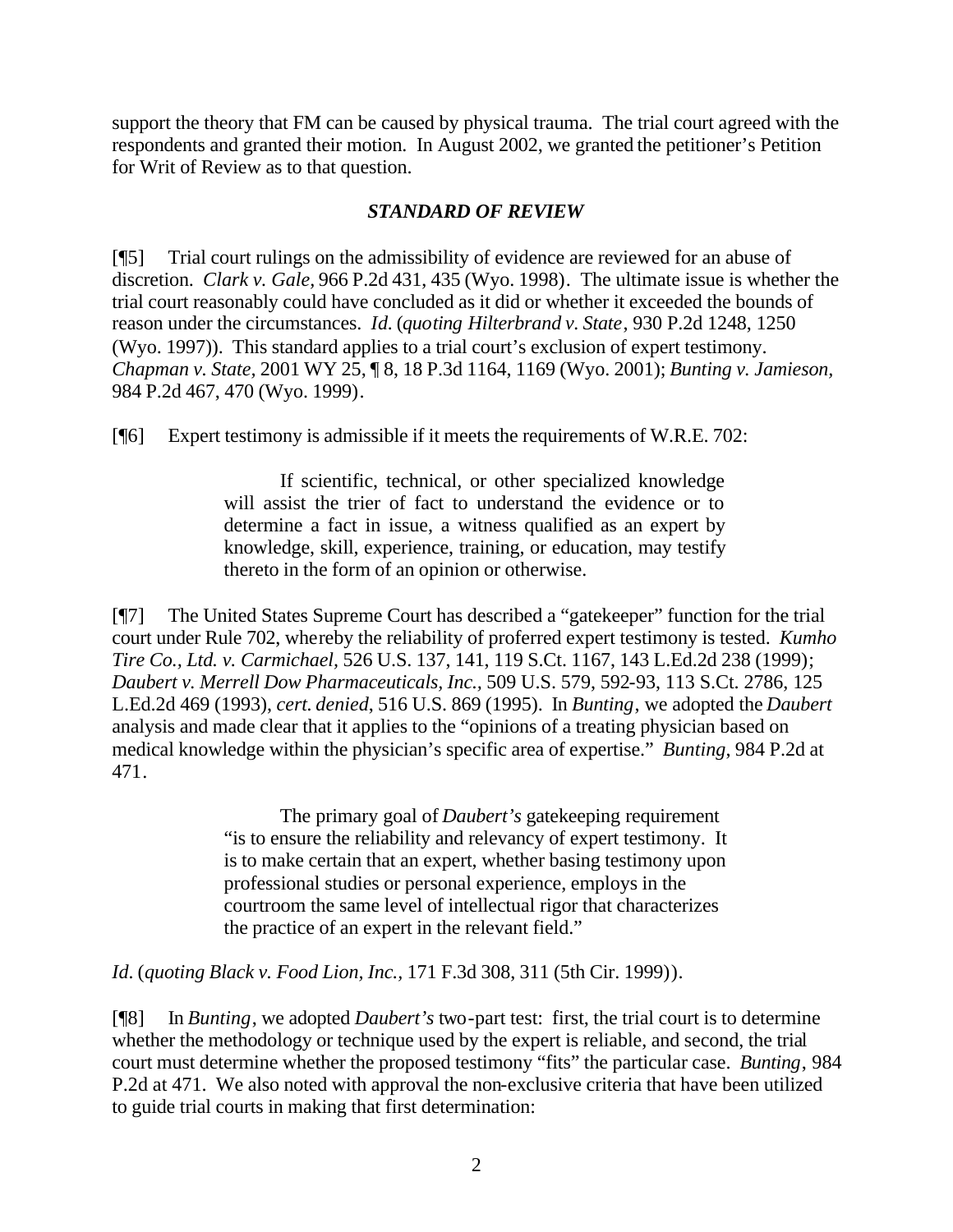support the theory that FM can be caused by physical trauma. The trial court agreed with the respondents and granted their motion. In August 2002, we granted the petitioner's Petition for Writ of Review as to that question.

### *STANDARD OF REVIEW*

[¶5] Trial court rulings on the admissibility of evidence are reviewed for an abuse of discretion. *Clark v. Gale*, 966 P.2d 431, 435 (Wyo. 1998). The ultimate issue is whether the trial court reasonably could have concluded as it did or whether it exceeded the bounds of reason under the circumstances. *Id.* (*quoting Hilterbrand v. State*, 930 P.2d 1248, 1250 (Wyo. 1997)). This standard applies to a trial court's exclusion of expert testimony. *Chapman v. State,* 2001 WY 25, ¶ 8, 18 P.3d 1164, 1169 (Wyo. 2001); *Bunting v. Jamieson,* 984 P.2d 467, 470 (Wyo. 1999).

[¶6] Expert testimony is admissible if it meets the requirements of W.R.E. 702:

> If scientific, technical, or other specialized knowledge will assist the trier of fact to understand the evidence or to determine a fact in issue, a witness qualified as an expert by knowledge, skill, experience, training, or education, may testify thereto in the form of an opinion or otherwise.

[¶7] The United States Supreme Court has described a "gatekeeper" function for the trial court under Rule 702, whereby the reliability of proferred expert testimony is tested. *Kumho Tire Co., Ltd. v. Carmichael,* 526 U.S. 137, 141, 119 S.Ct. 1167, 143 L.Ed.2d 238 (1999); *Daubert v. Merrell Dow Pharmaceuticals, Inc.,* 509 U.S. 579, 592-93, 113 S.Ct. 2786, 125 L.Ed.2d 469 (1993), *cert. denied*, 516 U.S. 869 (1995). In *Bunting*, we adopted the *Daubert* analysis and made clear that it applies to the "opinions of a treating physician based on medical knowledge within the physician's specific area of expertise." *Bunting*, 984 P.2d at 471.

> The primary goal of *Daubert's* gatekeeping requirement "is to ensure the reliability and relevancy of expert testimony. It is to make certain that an expert, whether basing testimony upon professional studies or personal experience, employs in the courtroom the same level of intellectual rigor that characterizes the practice of an expert in the relevant field."

*Id.* (*quoting Black v. Food Lion, Inc.,* 171 F.3d 308, 311 (5th Cir. 1999)).

[¶8] In *Bunting*, we adopted *Daubert's* two-part test: first, the trial court is to determine whether the methodology or technique used by the expert is reliable, and second, the trial court must determine whether the proposed testimony "fits" the particular case. *Bunting,* 984 P.2d at 471. We also noted with approval the non-exclusive criteria that have been utilized to guide trial courts in making that first determination: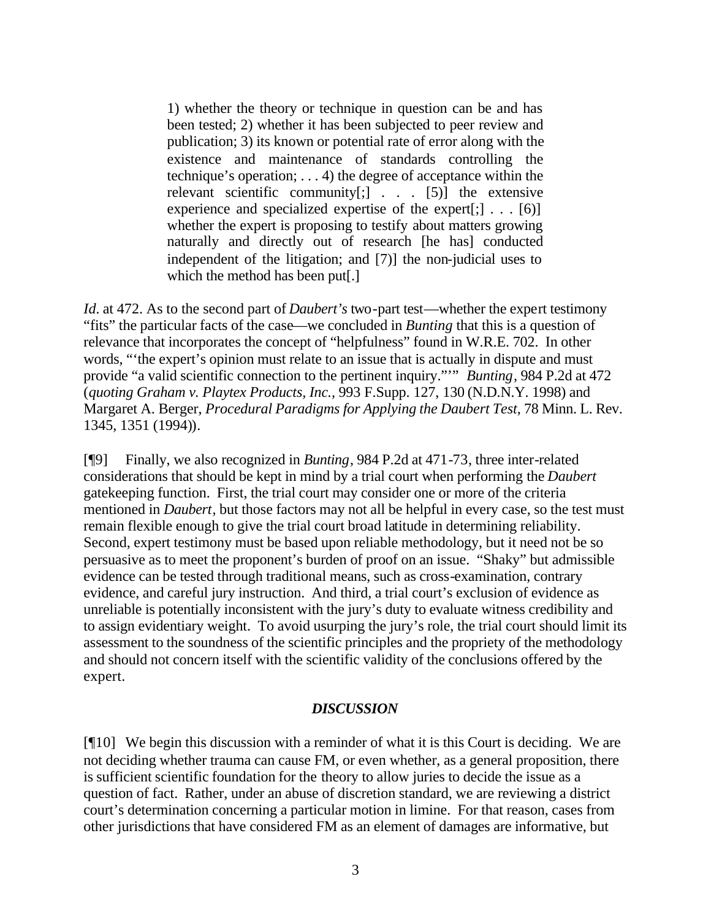> 1) whether the theory or technique in question can be and has been tested; 2) whether it has been subjected to peer review and publication; 3) its known or potential rate of error along with the existence and maintenance of standards controlling the technique's operation; . . . 4) the degree of acceptance within the relevant scientific community[;] . . . [5)] the extensive experience and specialized expertise of the expert[;] . . . [6)] whether the expert is proposing to testify about matters growing naturally and directly out of research [he has] conducted independent of the litigation; and [7)] the non-judicial uses to which the method has been put[.]

*Id*. at 472. As to the second part of *Daubert's* two-part test—whether the expert testimony "fits" the particular facts of the case—we concluded in *Bunting* that this is a question of relevance that incorporates the concept of "helpfulness" found in W.R.E. 702. In other words, "'the expert's opinion must relate to an issue that is actually in dispute and must provide "a valid scientific connection to the pertinent inquiry."'" *Bunting*, 984 P.2d at 472 (*quoting Graham v. Playtex Products, Inc.*, 993 F.Supp. 127, 130 (N.D.N.Y. 1998) and Margaret A. Berger, *Procedural Paradigms for Applying the Daubert Test*, 78 Minn. L. Rev. 1345, 1351 (1994)).

[¶9] Finally, we also recognized in *Bunting*, 984 P.2d at 471-73, three inter-related considerations that should be kept in mind by a trial court when performing the *Daubert* gatekeeping function. First, the trial court may consider one or more of the criteria mentioned in *Daubert*, but those factors may not all be helpful in every case, so the test must remain flexible enough to give the trial court broad latitude in determining reliability. Second, expert testimony must be based upon reliable methodology, but it need not be so persuasive as to meet the proponent's burden of proof on an issue. "Shaky" but admissible evidence can be tested through traditional means, such as cross-examination, contrary evidence, and careful jury instruction. And third, a trial court's exclusion of evidence as unreliable is potentially inconsistent with the jury's duty to evaluate witness credibility and to assign evidentiary weight. To avoid usurping the jury's role, the trial court should limit its assessment to the soundness of the scientific principles and the propriety of the methodology and should not concern itself with the scientific validity of the conclusions offered by the expert.

### *DISCUSSION*

[¶10] We begin this discussion with a reminder of what it is this Court is deciding. We are not deciding whether trauma can cause FM, or even whether, as a general proposition, there is sufficient scientific foundation for the theory to allow juries to decide the issue as a question of fact. Rather, under an abuse of discretion standard, we are reviewing a district court's determination concerning a particular motion in limine. For that reason, cases from other jurisdictions that have considered FM as an element of damages are informative, but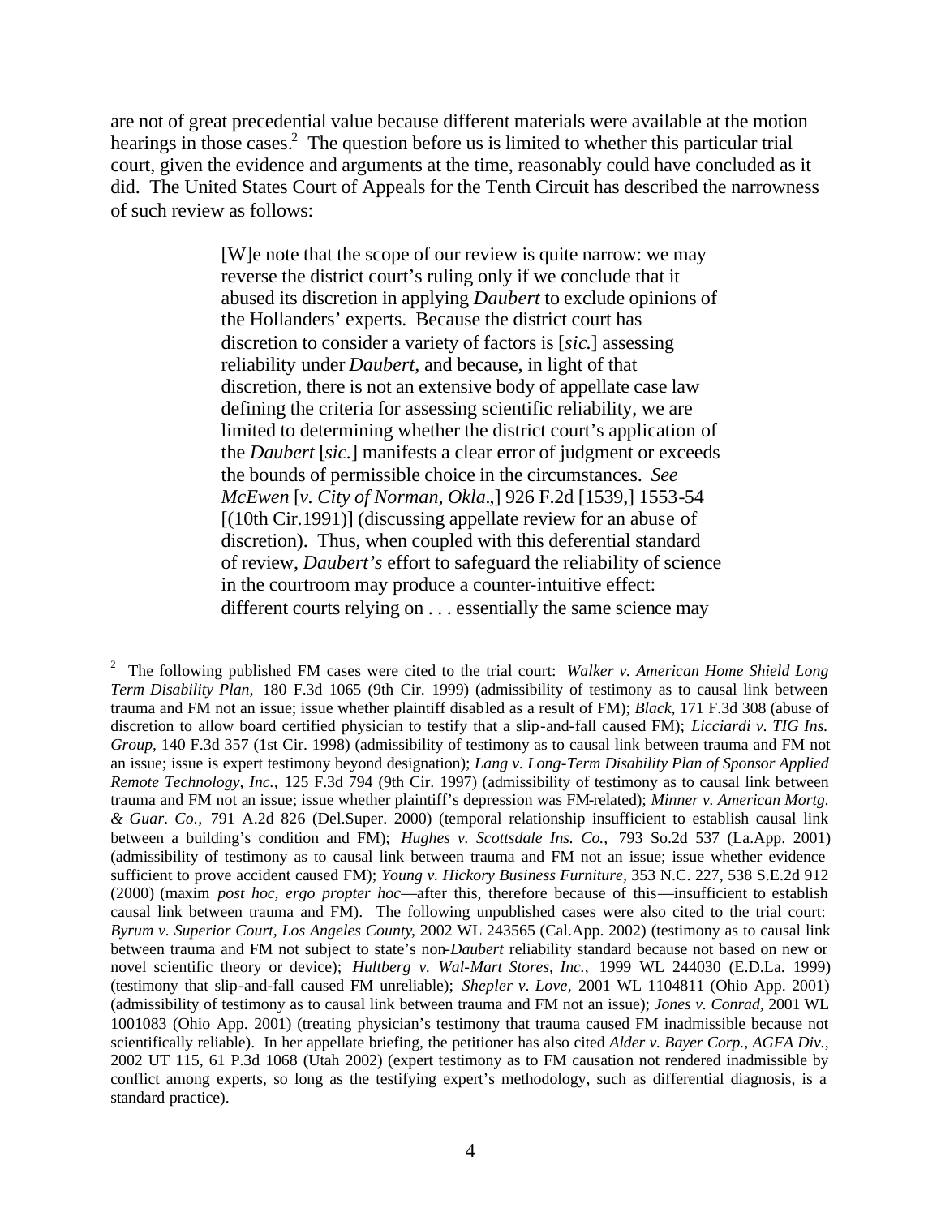are not of great precedential value because different materials were available at the motion hearings in those cases.[2] The question before us is limited to whether this particular trial court, given the evidence and arguments at the time, reasonably could have concluded as it did. The United States Court of Appeals for the Tenth Circuit has described the narrowness of such review as follows:

> [W]e note that the scope of our review is quite narrow: we may reverse the district court's ruling only if we conclude that it abused its discretion in applying *Daubert* to exclude opinions of the Hollanders' experts. Because the district court has discretion to consider a variety of factors is [*sic.*] assessing reliability under *Daubert*, and because, in light of that discretion, there is not an extensive body of appellate case law defining the criteria for assessing scientific reliability, we are limited to determining whether the district court's application of the *Daubert* [*sic.*] manifests a clear error of judgment or exceeds the bounds of permissible choice in the circumstances. *See McEwen* [*v. City of Norman, Okla.,*] 926 F.2d [1539,] 1553-54 [(10th Cir.1991)] (discussing appellate review for an abuse of discretion). Thus, when coupled with this deferential standard of review, *Daubert's* effort to safeguard the reliability of science in the courtroom may produce a counter-intuitive effect: different courts relying on . . . essentially the same science may

---

[2] The following published FM cases were cited to the trial court: *Walker v. American Home Shield Long Term Disability Plan,* 180 F.3d 1065 (9th Cir. 1999) (admissibility of testimony as to causal link between trauma and FM not an issue; issue whether plaintiff disabled as a result of FM); *Black,* 171 F.3d 308 (abuse of discretion to allow board certified physician to testify that a slip-and-fall caused FM); *Licciardi v. TIG Ins. Group,* 140 F.3d 357 (1st Cir. 1998) (admissibility of testimony as to causal link between trauma and FM not an issue; issue is expert testimony beyond designation); *Lang v. Long-Term Disability Plan of Sponsor Applied Remote Technology, Inc.,* 125 F.3d 794 (9th Cir. 1997) (admissibility of testimony as to causal link between trauma and FM not an issue; issue whether plaintiff's depression was FM-related); *Minner v. American Mortg. & Guar. Co.,* 791 A.2d 826 (Del.Super. 2000) (temporal relationship insufficient to establish causal link between a building's condition and FM); *Hughes v. Scottsdale Ins. Co.,* 793 So.2d 537 (La.App. 2001) (admissibility of testimony as to causal link between trauma and FM not an issue; issue whether evidence sufficient to prove accident caused FM); *Young v. Hickory Business Furniture,* 353 N.C. 227, 538 S.E.2d 912 (2000) (maxim *post hoc, ergo propter hoc*—after this, therefore because of this—insufficient to establish causal link between trauma and FM). The following unpublished cases were also cited to the trial court: *Byrum v. Superior Court, Los Angeles County*, 2002 WL 243565 (Cal.App. 2002) (testimony as to causal link between trauma and FM not subject to state's non-*Daubert* reliability standard because not based on new or novel scientific theory or device); *Hultberg v. Wal-Mart Stores, Inc.,* 1999 WL 244030 (E.D.La. 1999) (testimony that slip-and-fall caused FM unreliable); *Shepler v. Love,* 2001 WL 1104811 (Ohio App. 2001) (admissibility of testimony as to causal link between trauma and FM not an issue); *Jones v. Conrad,* 2001 WL 1001083 (Ohio App. 2001) (treating physician's testimony that trauma caused FM inadmissible because not scientifically reliable). In her appellate briefing, the petitioner has also cited *Alder v. Bayer Corp., AGFA Div.,* 2002 UT 115, 61 P.3d 1068 (Utah 2002) (expert testimony as to FM causation not rendered inadmissible by conflict among experts, so long as the testifying expert's methodology, such as differential diagnosis, is a standard practice).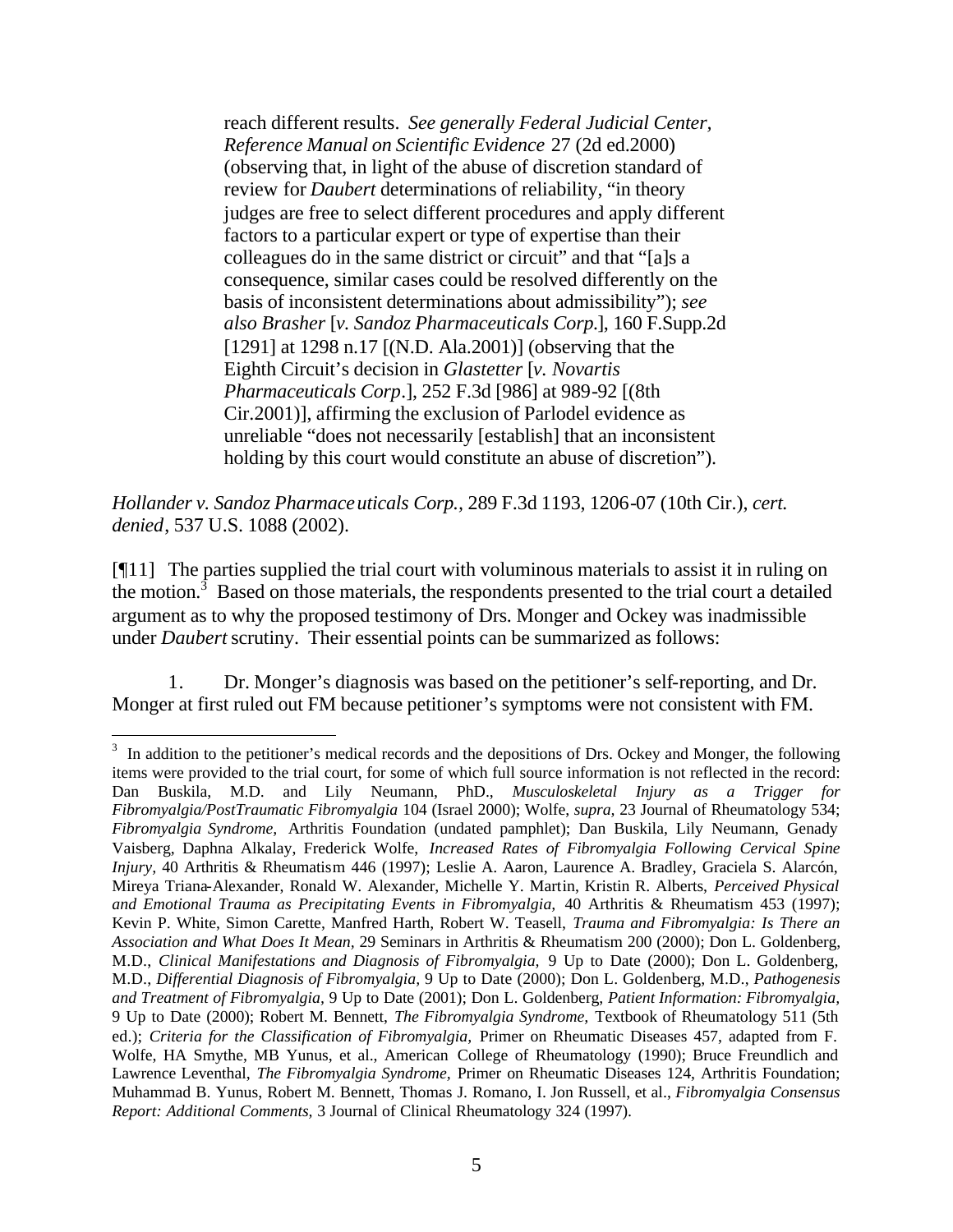> reach different results. *See generally Federal Judicial Center, Reference Manual on Scientific Evidence* 27 (2d ed.2000) (observing that, in light of the abuse of discretion standard of review for *Daubert* determinations of reliability, "in theory judges are free to select different procedures and apply different factors to a particular expert or type of expertise than their colleagues do in the same district or circuit" and that "[a]s a consequence, similar cases could be resolved differently on the basis of inconsistent determinations about admissibility"); *see also Brasher* [*v. Sandoz Pharmaceuticals Corp.*], 160 F.Supp.2d [1291] at 1298 n.17 [(N.D. Ala.2001)] (observing that the Eighth Circuit's decision in *Glastetter* [*v. Novartis Pharmaceuticals Corp*.], 252 F.3d [986] at 989-92 [(8th Cir.2001)], affirming the exclusion of Parlodel evidence as unreliable "does not necessarily [establish] that an inconsistent holding by this court would constitute an abuse of discretion").

*Hollander v. Sandoz Pharmaceuticals Corp.*, 289 F.3d 1193, 1206-07 (10th Cir.), *cert. denied*, 537 U.S. 1088 (2002).

[¶11] The parties supplied the trial court with voluminous materials to assist it in ruling on the motion.[3] Based on those materials, the respondents presented to the trial court a detailed argument as to why the proposed testimony of Drs. Monger and Ockey was inadmissible under *Daubert* scrutiny. Their essential points can be summarized as follows:

1. Dr. Monger's diagnosis was based on the petitioner's self-reporting, and Dr. Monger at first ruled out FM because petitioner's symptoms were not consistent with FM.

---

[3] In addition to the petitioner's medical records and the depositions of Drs. Ockey and Monger, the following items were provided to the trial court, for some of which full source information is not reflected in the record: Dan Buskila, M.D. and Lily Neumann, PhD., *Musculoskeletal Injury as a Trigger for Fibromyalgia/PostTraumatic Fibromyalgia* 104 (Israel 2000); Wolfe, *supra*, 23 Journal of Rheumatology 534; *Fibromyalgia Syndrome*, Arthritis Foundation (undated pamphlet); Dan Buskila, Lily Neumann, Genady Vaisberg, Daphna Alkalay, Frederick Wolfe, *Increased Rates of Fibromyalgia Following Cervical Spine Injury*, 40 Arthritis & Rheumatism 446 (1997); Leslie A. Aaron, Laurence A. Bradley, Graciela S. Alarcón, Mireya Triana-Alexander, Ronald W. Alexander, Michelle Y. Martin, Kristin R. Alberts, *Perceived Physical and Emotional Trauma as Precipitating Events in Fibromyalgia*, 40 Arthritis & Rheumatism 453 (1997); Kevin P. White, Simon Carette, Manfred Harth, Robert W. Teasell, *Trauma and Fibromyalgia: Is There an Association and What Does It Mean*, 29 Seminars in Arthritis & Rheumatism 200 (2000); Don L. Goldenberg, M.D., *Clinical Manifestations and Diagnosis of Fibromyalgia*, 9 Up to Date (2000); Don L. Goldenberg, M.D., *Differential Diagnosis of Fibromyalgia*, 9 Up to Date (2000); Don L. Goldenberg, M.D., *Pathogenesis and Treatment of Fibromyalgia*, 9 Up to Date (2001); Don L. Goldenberg, *Patient Information: Fibromyalgia*, 9 Up to Date (2000); Robert M. Bennett, *The Fibromyalgia Syndrome*, Textbook of Rheumatology 511 (5th ed.); *Criteria for the Classification of Fibromyalgia*, Primer on Rheumatic Diseases 457, adapted from F. Wolfe, HA Smythe, MB Yunus, et al., American College of Rheumatology (1990); Bruce Freundlich and Lawrence Leventhal, *The Fibromyalgia Syndrome*, Primer on Rheumatic Diseases 124, Arthritis Foundation; Muhammad B. Yunus, Robert M. Bennett, Thomas J. Romano, I. Jon Russell, et al., *Fibromyalgia Consensus Report: Additional Comments*, 3 Journal of Clinical Rheumatology 324 (1997).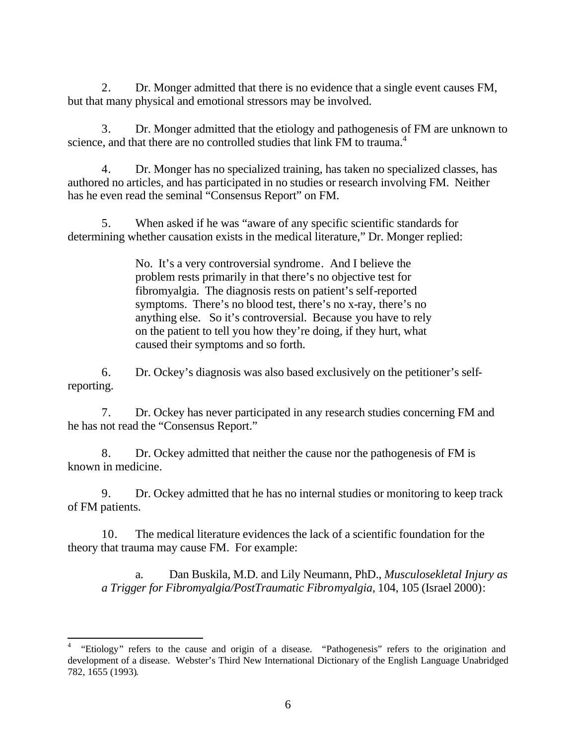2. Dr. Monger admitted that there is no evidence that a single event causes FM, but that many physical and emotional stressors may be involved.

3. Dr. Monger admitted that the etiology and pathogenesis of FM are unknown to science, and that there are no controlled studies that link FM to trauma.[4]

4. Dr. Monger has no specialized training, has taken no specialized classes, has authored no articles, and has participated in no studies or research involving FM. Neither has he even read the seminal "Consensus Report" on FM.

5. When asked if he was "aware of any specific scientific standards for determining whether causation exists in the medical literature," Dr. Monger replied:

> No. It's a very controversial syndrome. And I believe the problem rests primarily in that there's no objective test for fibromyalgia. The diagnosis rests on patient's self-reported symptoms. There's no blood test, there's no x-ray, there's no anything else. So it's controversial. Because you have to rely on the patient to tell you how they're doing, if they hurt, what caused their symptoms and so forth.

6. Dr. Ockey's diagnosis was also based exclusively on the petitioner's self-reporting.

7. Dr. Ockey has never participated in any research studies concerning FM and he has not read the "Consensus Report."

8. Dr. Ockey admitted that neither the cause nor the pathogenesis of FM is known in medicine.

9. Dr. Ockey admitted that he has no internal studies or monitoring to keep track of FM patients.

10. The medical literature evidences the lack of a scientific foundation for the theory that trauma may cause FM. For example:

a. Dan Buskila, M.D. and Lily Neumann, PhD., *Musculosekletal Injury as a Trigger for Fibromyalgia/PostTraumatic Fibromyalgia*, 104, 105 (Israel 2000):

---

[4] "Etiology" refers to the cause and origin of a disease. "Pathogenesis" refers to the origination and development of a disease. Webster's Third New International Dictionary of the English Language Unabridged 782, 1655 (1993).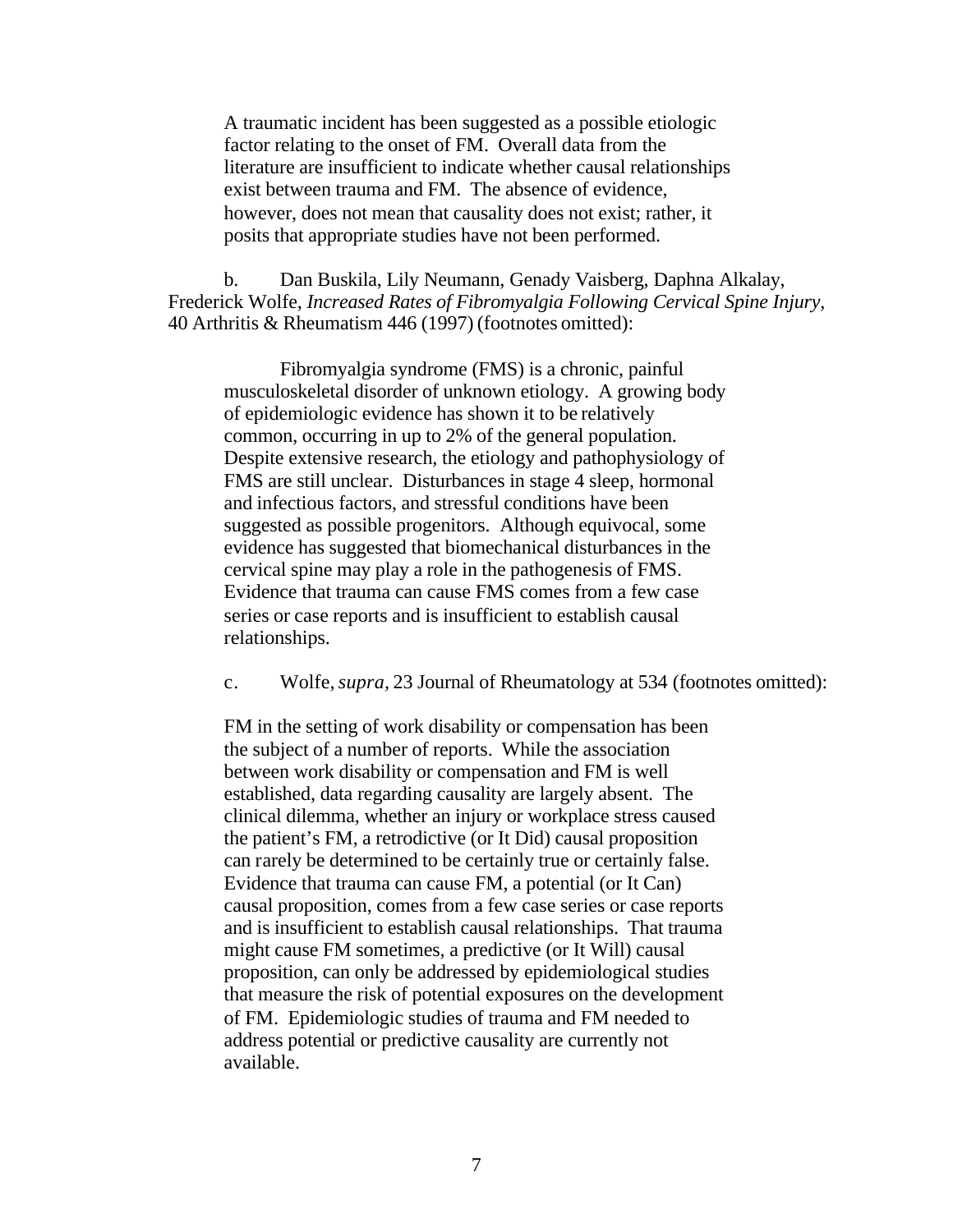> A traumatic incident has been suggested as a possible etiologic factor relating to the onset of FM. Overall data from the literature are insufficient to indicate whether causal relationships exist between trauma and FM. The absence of evidence, however, does not mean that causality does not exist; rather, it posits that appropriate studies have not been performed.

b. Dan Buskila, Lily Neumann, Genady Vaisberg, Daphna Alkalay, Frederick Wolfe, *Increased Rates of Fibromyalgia Following Cervical Spine Injury,* 40 Arthritis & Rheumatism 446 (1997) (footnotes omitted):

> Fibromyalgia syndrome (FMS) is a chronic, painful musculoskeletal disorder of unknown etiology. A growing body of epidemiologic evidence has shown it to be relatively common, occurring in up to 2% of the general population. Despite extensive research, the etiology and pathophysiology of FMS are still unclear. Disturbances in stage 4 sleep, hormonal and infectious factors, and stressful conditions have been suggested as possible progenitors. Although equivocal, some evidence has suggested that biomechanical disturbances in the cervical spine may play a role in the pathogenesis of FMS. Evidence that trauma can cause FMS comes from a few case series or case reports and is insufficient to establish causal relationships.

c. Wolfe, *supra,* 23 Journal of Rheumatology at 534 (footnotes omitted):

> FM in the setting of work disability or compensation has been the subject of a number of reports. While the association between work disability or compensation and FM is well established, data regarding causality are largely absent. The clinical dilemma, whether an injury or workplace stress caused the patient's FM, a retrodictive (or It Did) causal proposition can rarely be determined to be certainly true or certainly false. Evidence that trauma can cause FM, a potential (or It Can) causal proposition, comes from a few case series or case reports and is insufficient to establish causal relationships. That trauma might cause FM sometimes, a predictive (or It Will) causal proposition, can only be addressed by epidemiological studies that measure the risk of potential exposures on the development of FM. Epidemiologic studies of trauma and FM needed to address potential or predictive causality are currently not available.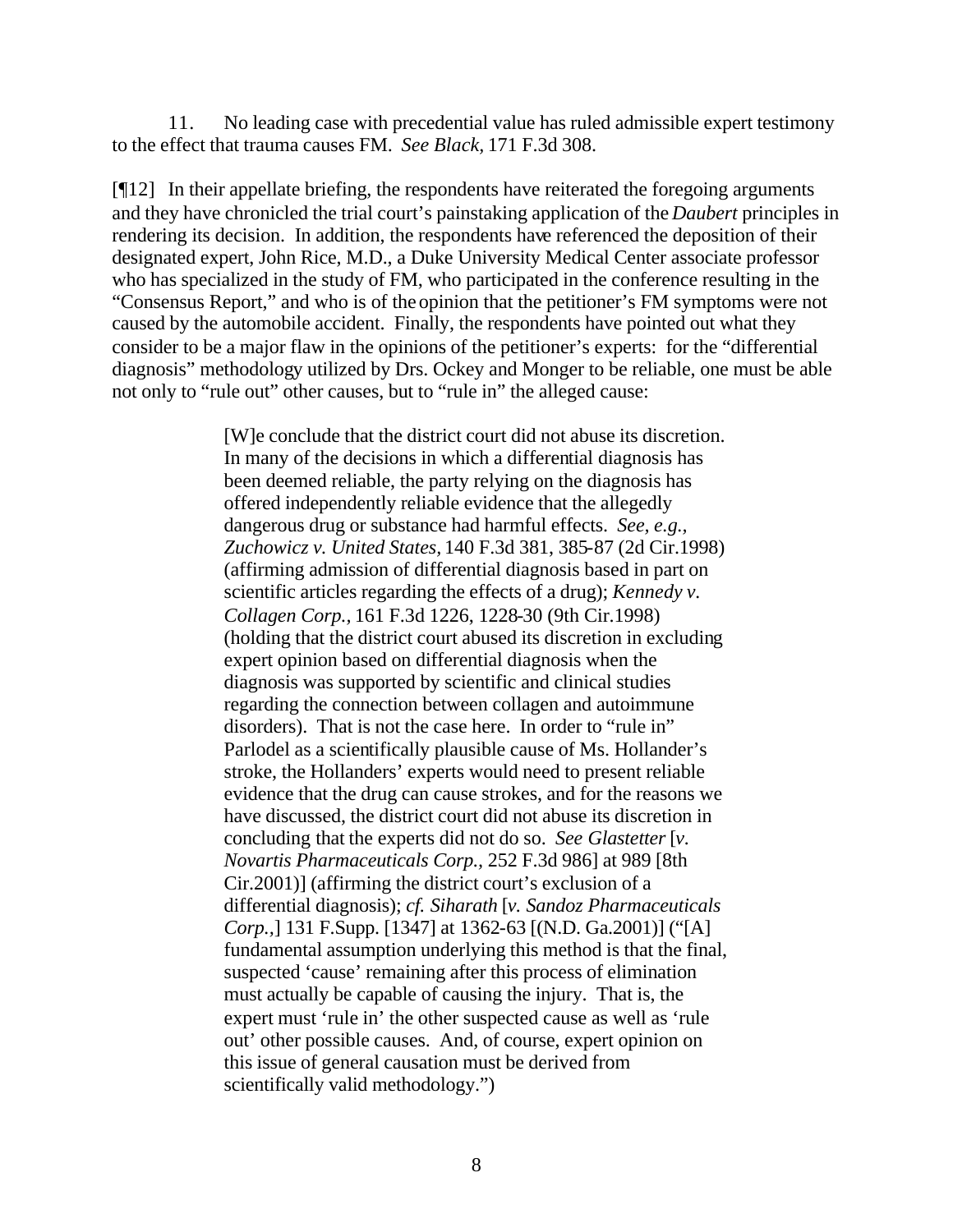11. No leading case with precedential value has ruled admissible expert testimony to the effect that trauma causes FM. *See Black,* 171 F.3d 308.

[¶12] In their appellate briefing, the respondents have reiterated the foregoing arguments and they have chronicled the trial court's painstaking application of the *Daubert* principles in rendering its decision. In addition, the respondents have referenced the deposition of their designated expert, John Rice, M.D., a Duke University Medical Center associate professor who has specialized in the study of FM, who participated in the conference resulting in the "Consensus Report," and who is of the opinion that the petitioner's FM symptoms were not caused by the automobile accident. Finally, the respondents have pointed out what they consider to be a major flaw in the opinions of the petitioner's experts: for the "differential diagnosis" methodology utilized by Drs. Ockey and Monger to be reliable, one must be able not only to "rule out" other causes, but to "rule in" the alleged cause:

> [W]e conclude that the district court did not abuse its discretion. In many of the decisions in which a differential diagnosis has been deemed reliable, the party relying on the diagnosis has offered independently reliable evidence that the allegedly dangerous drug or substance had harmful effects. *See, e.g., Zuchowicz v. United States,* 140 F.3d 381, 385-87 (2d Cir.1998) (affirming admission of differential diagnosis based in part on scientific articles regarding the effects of a drug); *Kennedy v. Collagen Corp.,* 161 F.3d 1226, 1228-30 (9th Cir.1998) (holding that the district court abused its discretion in excluding expert opinion based on differential diagnosis when the diagnosis was supported by scientific and clinical studies regarding the connection between collagen and autoimmune disorders). That is not the case here. In order to "rule in" Parlodel as a scientifically plausible cause of Ms. Hollander's stroke, the Hollanders' experts would need to present reliable evidence that the drug can cause strokes, and for the reasons we have discussed, the district court did not abuse its discretion in concluding that the experts did not do so. *See Glastetter* [*v. Novartis Pharmaceuticals Corp.,* 252 F.3d 986] at 989 [8th Cir.2001)] (affirming the district court's exclusion of a differential diagnosis); *cf. Siharath* [*v. Sandoz Pharmaceuticals Corp.,*] 131 F.Supp. [1347] at 1362-63 [(N.D. Ga.2001)] ("[A] fundamental assumption underlying this method is that the final, suspected 'cause' remaining after this process of elimination must actually be capable of causing the injury. That is, the expert must 'rule in' the other suspected cause as well as 'rule out' other possible causes. And, of course, expert opinion on this issue of general causation must be derived from scientifically valid methodology.")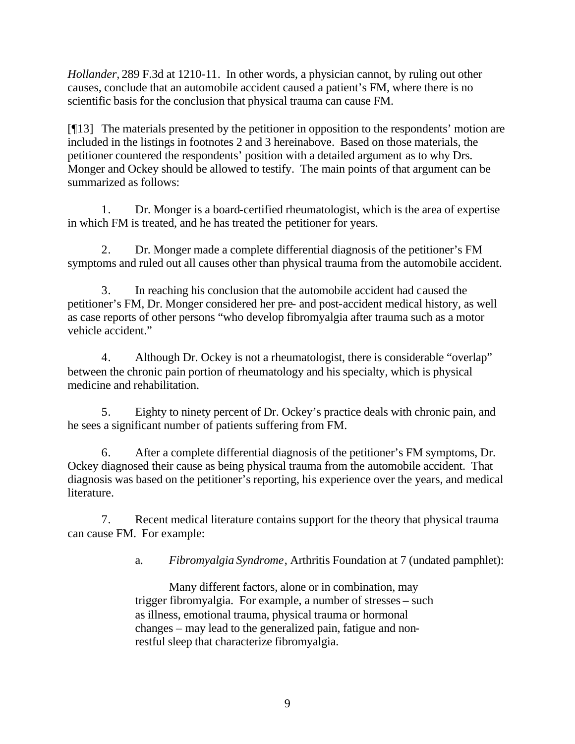*Hollander*, 289 F.3d at 1210-11. In other words, a physician cannot, by ruling out other causes, conclude that an automobile accident caused a patient's FM, where there is no scientific basis for the conclusion that physical trauma can cause FM.

[¶13] The materials presented by the petitioner in opposition to the respondents' motion are included in the listings in footnotes 2 and 3 hereinabove. Based on those materials, the petitioner countered the respondents' position with a detailed argument as to why Drs. Monger and Ockey should be allowed to testify. The main points of that argument can be summarized as follows:

1. Dr. Monger is a board-certified rheumatologist, which is the area of expertise in which FM is treated, and he has treated the petitioner for years.

2. Dr. Monger made a complete differential diagnosis of the petitioner's FM symptoms and ruled out all causes other than physical trauma from the automobile accident.

3. In reaching his conclusion that the automobile accident had caused the petitioner's FM, Dr. Monger considered her pre- and post-accident medical history, as well as case reports of other persons "who develop fibromyalgia after trauma such as a motor vehicle accident."

4. Although Dr. Ockey is not a rheumatologist, there is considerable "overlap" between the chronic pain portion of rheumatology and his specialty, which is physical medicine and rehabilitation.

5. Eighty to ninety percent of Dr. Ockey's practice deals with chronic pain, and he sees a significant number of patients suffering from FM.

6. After a complete differential diagnosis of the petitioner's FM symptoms, Dr. Ockey diagnosed their cause as being physical trauma from the automobile accident. That diagnosis was based on the petitioner's reporting, his experience over the years, and medical literature.

7. Recent medical literature contains support for the theory that physical trauma can cause FM. For example:

   a. *Fibromyalgia Syndrome*, Arthritis Foundation at 7 (undated pamphlet):

   > Many different factors, alone or in combination, may trigger fibromyalgia. For example, a number of stresses – such as illness, emotional trauma, physical trauma or hormonal changes – may lead to the generalized pain, fatigue and non-restful sleep that characterize fibromyalgia.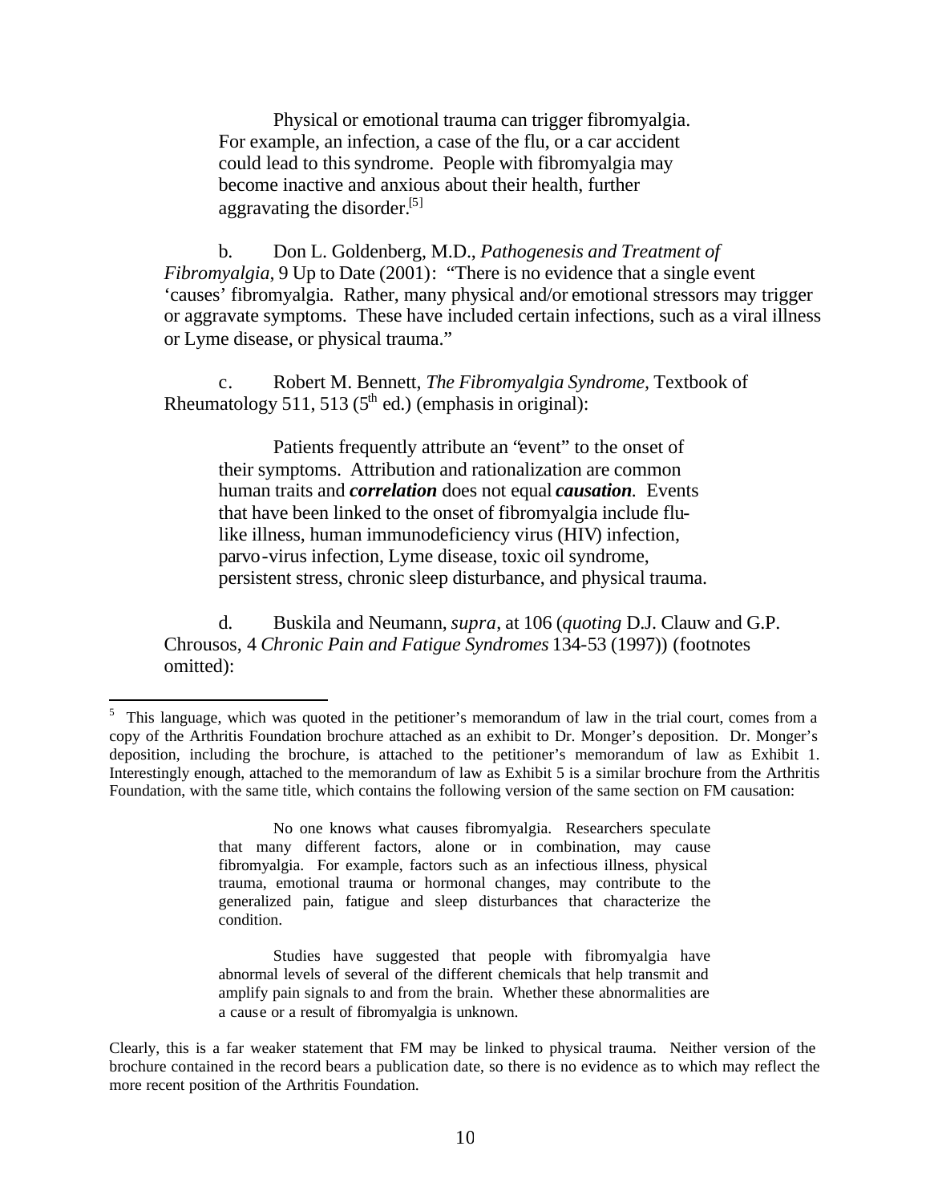> Physical or emotional trauma can trigger fibromyalgia. For example, an infection, a case of the flu, or a car accident could lead to this syndrome. People with fibromyalgia may become inactive and anxious about their health, further aggravating the disorder.[5]

b. Don L. Goldenberg, M.D., *Pathogenesis and Treatment of Fibromyalgia*, 9 Up to Date (2001): "There is no evidence that a single event 'causes' fibromyalgia. Rather, many physical and/or emotional stressors may trigger or aggravate symptoms. These have included certain infections, such as a viral illness or Lyme disease, or physical trauma."

c. Robert M. Bennett, *The Fibromyalgia Syndrome*, Textbook of Rheumatology 511, 513 (5th ed.) (emphasis in original):

> Patients frequently attribute an "event" to the onset of their symptoms. Attribution and rationalization are common human traits and ***correlation*** does not equal ***causation***. Events that have been linked to the onset of fibromyalgia include flu-like illness, human immunodeficiency virus (HIV) infection, parvo-virus infection, Lyme disease, toxic oil syndrome, persistent stress, chronic sleep disturbance, and physical trauma.

d. Buskila and Neumann, *supra*, at 106 (*quoting* D.J. Clauw and G.P. Chrousos, 4 *Chronic Pain and Fatigue Syndromes* 134-53 (1997)) (footnotes omitted):

---

[5] This language, which was quoted in the petitioner's memorandum of law in the trial court, comes from a copy of the Arthritis Foundation brochure attached as an exhibit to Dr. Monger's deposition. Dr. Monger's deposition, including the brochure, is attached to the petitioner's memorandum of law as Exhibit 1. Interestingly enough, attached to the memorandum of law as Exhibit 5 is a similar brochure from the Arthritis Foundation, with the same title, which contains the following version of the same section on FM causation:

> No one knows what causes fibromyalgia. Researchers speculate that many different factors, alone or in combination, may cause fibromyalgia. For example, factors such as an infectious illness, physical trauma, emotional trauma or hormonal changes, may contribute to the generalized pain, fatigue and sleep disturbances that characterize the condition.
>
> Studies have suggested that people with fibromyalgia have abnormal levels of several of the different chemicals that help transmit and amplify pain signals to and from the brain. Whether these abnormalities are a cause or a result of fibromyalgia is unknown.

Clearly, this is a far weaker statement that FM may be linked to physical trauma. Neither version of the brochure contained in the record bears a publication date, so there is no evidence as to which may reflect the more recent position of the Arthritis Foundation.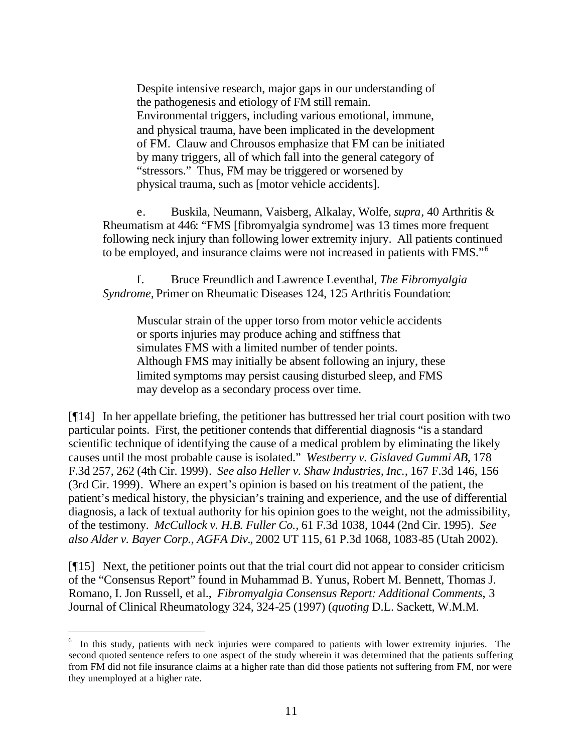> Despite intensive research, major gaps in our understanding of the pathogenesis and etiology of FM still remain. Environmental triggers, including various emotional, immune, and physical trauma, have been implicated in the development of FM. Clauw and Chrousos emphasize that FM can be initiated by many triggers, all of which fall into the general category of "stressors." Thus, FM may be triggered or worsened by physical trauma, such as [motor vehicle accidents].

e. Buskila, Neumann, Vaisberg, Alkalay, Wolfe, *supra*, 40 Arthritis & Rheumatism at 446: "FMS [fibromyalgia syndrome] was 13 times more frequent following neck injury than following lower extremity injury. All patients continued to be employed, and insurance claims were not increased in patients with FMS."[6]

f. Bruce Freundlich and Lawrence Leventhal, *The Fibromyalgia Syndrome,* Primer on Rheumatic Diseases 124, 125 Arthritis Foundation:

> Muscular strain of the upper torso from motor vehicle accidents or sports injuries may produce aching and stiffness that simulates FMS with a limited number of tender points. Although FMS may initially be absent following an injury, these limited symptoms may persist causing disturbed sleep, and FMS may develop as a secondary process over time.

[¶14] In her appellate briefing, the petitioner has buttressed her trial court position with two particular points. First, the petitioner contends that differential diagnosis "is a standard scientific technique of identifying the cause of a medical problem by eliminating the likely causes until the most probable cause is isolated." *Westberry v. Gislaved Gummi AB,* 178 F.3d 257, 262 (4th Cir. 1999). *See also Heller v. Shaw Industries, Inc.,* 167 F.3d 146, 156 (3rd Cir. 1999). Where an expert's opinion is based on his treatment of the patient, the patient's medical history, the physician's training and experience, and the use of differential diagnosis, a lack of textual authority for his opinion goes to the weight, not the admissibility, of the testimony. *McCullock v. H.B. Fuller Co.,* 61 F.3d 1038, 1044 (2nd Cir. 1995). *See also Alder v. Bayer Corp., AGFA Div.*, 2002 UT 115, 61 P.3d 1068, 1083-85 (Utah 2002).

[¶15] Next, the petitioner points out that the trial court did not appear to consider criticism of the "Consensus Report" found in Muhammad B. Yunus, Robert M. Bennett, Thomas J. Romano, I. Jon Russell, et al., *Fibromyalgia Consensus Report: Additional Comments*, 3 Journal of Clinical Rheumatology 324, 324-25 (1997) (*quoting* D.L. Sackett, W.M.M.

---

[6] In this study, patients with neck injuries were compared to patients with lower extremity injuries. The second quoted sentence refers to one aspect of the study wherein it was determined that the patients suffering from FM did not file insurance claims at a higher rate than did those patients not suffering from FM, nor were they unemployed at a higher rate.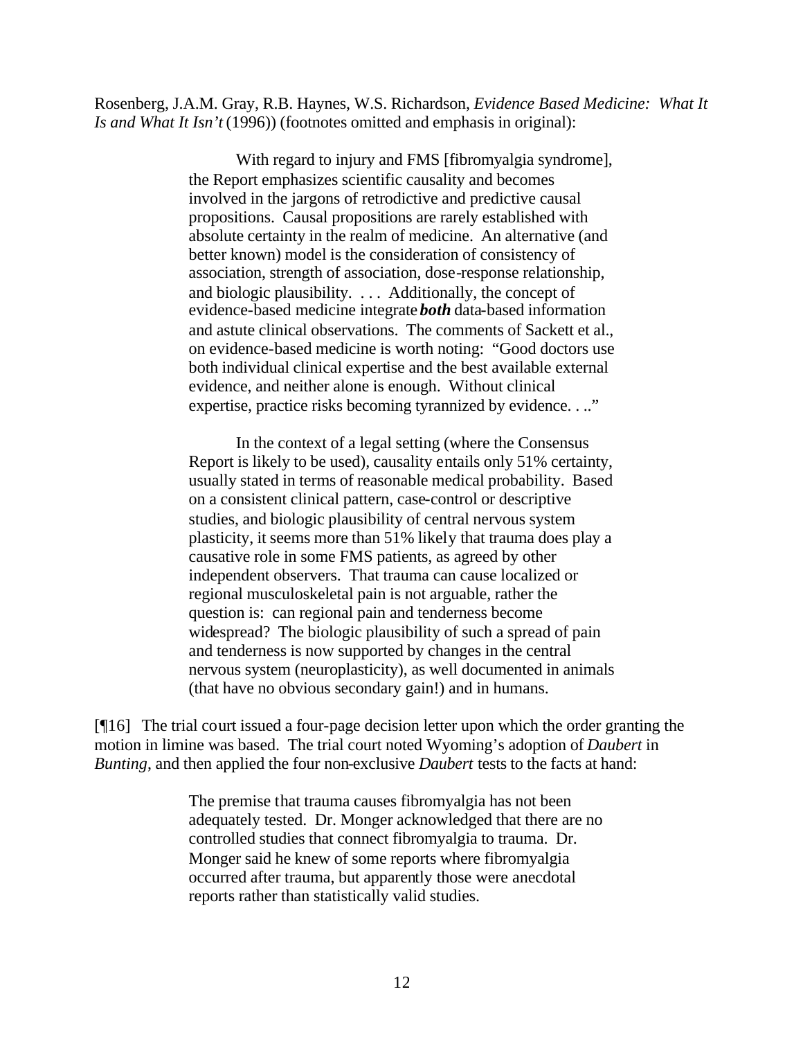Rosenberg, J.A.M. Gray, R.B. Haynes, W.S. Richardson, *Evidence Based Medicine: What It Is and What It Isn't* (1996)) (footnotes omitted and emphasis in original):

> With regard to injury and FMS [fibromyalgia syndrome], the Report emphasizes scientific causality and becomes involved in the jargons of retrodictive and predictive causal propositions. Causal propositions are rarely established with absolute certainty in the realm of medicine. An alternative (and better known) model is the consideration of consistency of association, strength of association, dose-response relationship, and biologic plausibility. . . . Additionally, the concept of evidence-based medicine integrate ***both*** data-based information and astute clinical observations. The comments of Sackett et al., on evidence-based medicine is worth noting: "Good doctors use both individual clinical expertise and the best available external evidence, and neither alone is enough. Without clinical expertise, practice risks becoming tyrannized by evidence. . .."
>
> In the context of a legal setting (where the Consensus Report is likely to be used), causality entails only 51% certainty, usually stated in terms of reasonable medical probability. Based on a consistent clinical pattern, case-control or descriptive studies, and biologic plausibility of central nervous system plasticity, it seems more than 51% likely that trauma does play a causative role in some FMS patients, as agreed by other independent observers. That trauma can cause localized or regional musculoskeletal pain is not arguable, rather the question is: can regional pain and tenderness become widespread? The biologic plausibility of such a spread of pain and tenderness is now supported by changes in the central nervous system (neuroplasticity), as well documented in animals (that have no obvious secondary gain!) and in humans.

[¶16] The trial court issued a four-page decision letter upon which the order granting the motion in limine was based. The trial court noted Wyoming's adoption of *Daubert* in *Bunting*, and then applied the four non-exclusive *Daubert* tests to the facts at hand:

> The premise that trauma causes fibromyalgia has not been adequately tested. Dr. Monger acknowledged that there are no controlled studies that connect fibromyalgia to trauma. Dr. Monger said he knew of some reports where fibromyalgia occurred after trauma, but apparently those were anecdotal reports rather than statistically valid studies.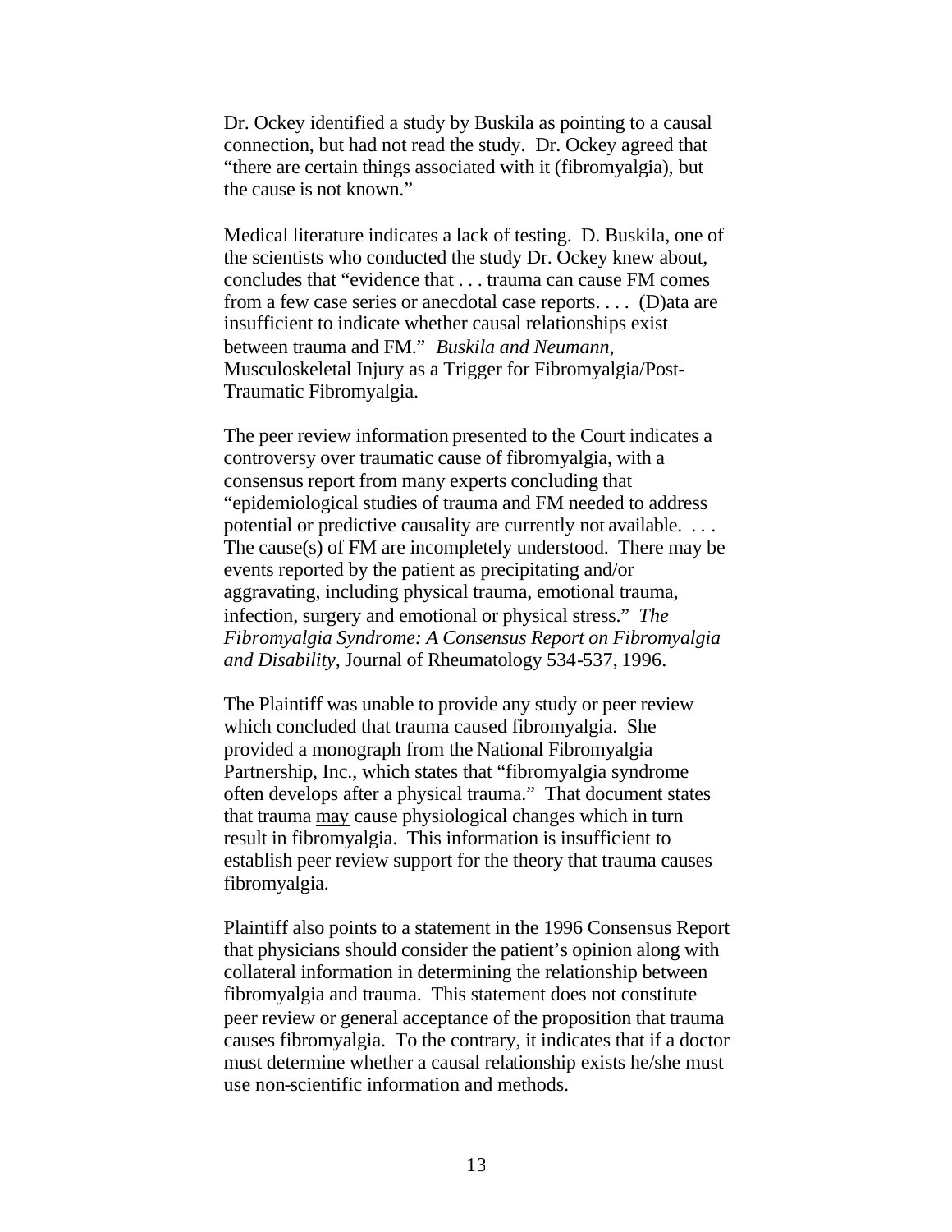Dr. Ockey identified a study by Buskila as pointing to a causal connection, but had not read the study. Dr. Ockey agreed that "there are certain things associated with it (fibromyalgia), but the cause is not known."

Medical literature indicates a lack of testing. D. Buskila, one of the scientists who conducted the study Dr. Ockey knew about, concludes that "evidence that . . . trauma can cause FM comes from a few case series or anecdotal case reports. . . . (D)ata are insufficient to indicate whether causal relationships exist between trauma and FM." *Buskila and Neumann*, Musculoskeletal Injury as a Trigger for Fibromyalgia/Post-Traumatic Fibromyalgia.

The peer review information presented to the Court indicates a controversy over traumatic cause of fibromyalgia, with a consensus report from many experts concluding that "epidemiological studies of trauma and FM needed to address potential or predictive causality are currently not available. . . . The cause(s) of FM are incompletely understood. There may be events reported by the patient as precipitating and/or aggravating, including physical trauma, emotional trauma, infection, surgery and emotional or physical stress." *The Fibromyalgia Syndrome: A Consensus Report on Fibromyalgia and Disability*, <u>Journal of Rheumatology</u> 534-537, 1996.

The Plaintiff was unable to provide any study or peer review which concluded that trauma caused fibromyalgia. She provided a monograph from the National Fibromyalgia Partnership, Inc., which states that "fibromyalgia syndrome often develops after a physical trauma." That document states that trauma <u>may</u> cause physiological changes which in turn result in fibromyalgia. This information is insufficient to establish peer review support for the theory that trauma causes fibromyalgia.

Plaintiff also points to a statement in the 1996 Consensus Report that physicians should consider the patient's opinion along with collateral information in determining the relationship between fibromyalgia and trauma. This statement does not constitute peer review or general acceptance of the proposition that trauma causes fibromyalgia. To the contrary, it indicates that if a doctor must determine whether a causal relationship exists he/she must use non-scientific information and methods.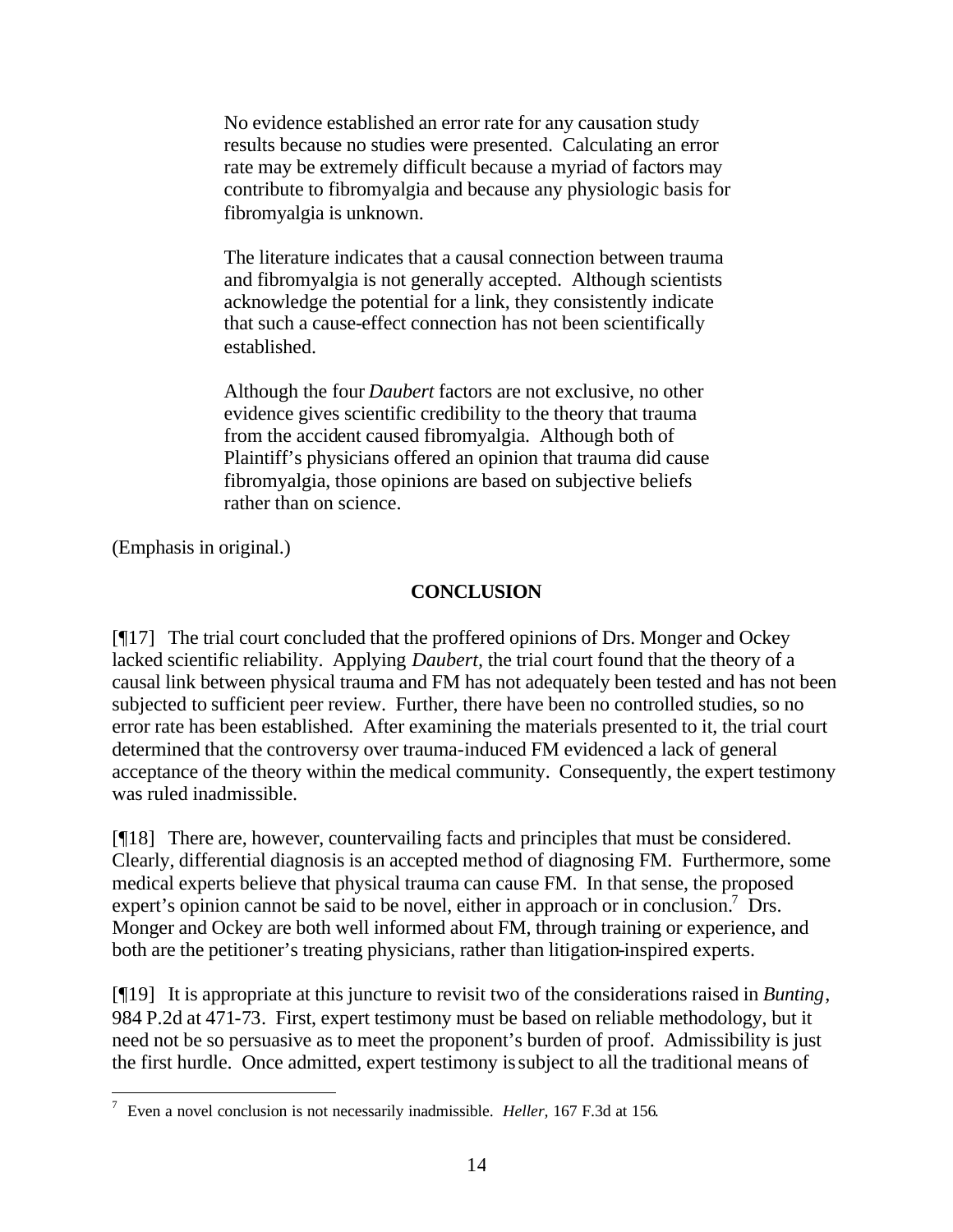> No evidence established an error rate for any causation study results because no studies were presented. Calculating an error rate may be extremely difficult because a myriad of factors may contribute to fibromyalgia and because any physiologic basis for fibromyalgia is unknown.
>
> The literature indicates that a causal connection between trauma and fibromyalgia is not generally accepted. Although scientists acknowledge the potential for a link, they consistently indicate that such a cause-effect connection has not been scientifically established.
>
> Although the four *Daubert* factors are not exclusive, no other evidence gives scientific credibility to the theory that trauma from the accident caused fibromyalgia. Although both of Plaintiff's physicians offered an opinion that trauma did cause fibromyalgia, those opinions are based on subjective beliefs rather than on science.

(Emphasis in original.)

## CONCLUSION

[¶17] The trial court concluded that the proffered opinions of Drs. Monger and Ockey lacked scientific reliability. Applying *Daubert,* the trial court found that the theory of a causal link between physical trauma and FM has not adequately been tested and has not been subjected to sufficient peer review. Further, there have been no controlled studies, so no error rate has been established. After examining the materials presented to it, the trial court determined that the controversy over trauma-induced FM evidenced a lack of general acceptance of the theory within the medical community. Consequently, the expert testimony was ruled inadmissible.

[¶18] There are, however, countervailing facts and principles that must be considered. Clearly, differential diagnosis is an accepted method of diagnosing FM. Furthermore, some medical experts believe that physical trauma can cause FM. In that sense, the proposed expert's opinion cannot be said to be novel, either in approach or in conclusion.[7] Drs. Monger and Ockey are both well informed about FM, through training or experience, and both are the petitioner's treating physicians, rather than litigation-inspired experts.

[¶19] It is appropriate at this juncture to revisit two of the considerations raised in *Bunting*, 984 P.2d at 471-73. First, expert testimony must be based on reliable methodology, but it need not be so persuasive as to meet the proponent's burden of proof. Admissibility is just the first hurdle. Once admitted, expert testimony is subject to all the traditional means of

---

[7] Even a novel conclusion is not necessarily inadmissible. *Heller,* 167 F.3d at 156.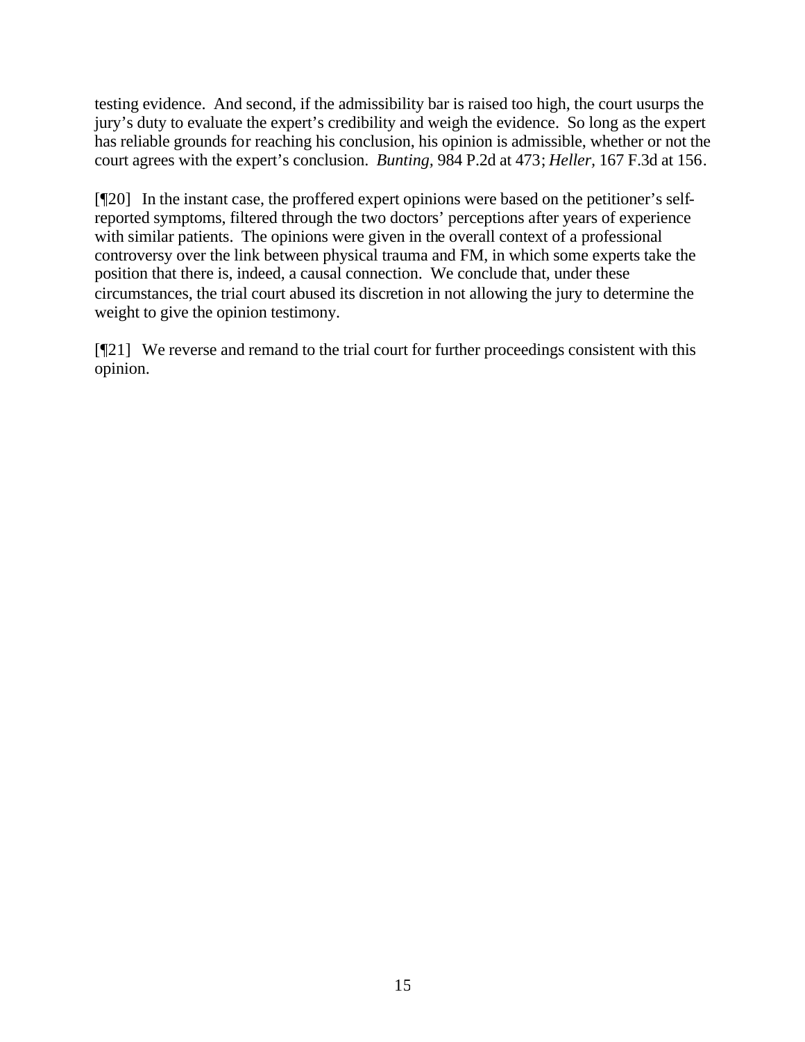testing evidence. And second, if the admissibility bar is raised too high, the court usurps the jury's duty to evaluate the expert's credibility and weigh the evidence. So long as the expert has reliable grounds for reaching his conclusion, his opinion is admissible, whether or not the court agrees with the expert's conclusion. *Bunting*, 984 P.2d at 473; *Heller*, 167 F.3d at 156.

[¶20] In the instant case, the proffered expert opinions were based on the petitioner's self-reported symptoms, filtered through the two doctors' perceptions after years of experience with similar patients. The opinions were given in the overall context of a professional controversy over the link between physical trauma and FM, in which some experts take the position that there is, indeed, a causal connection. We conclude that, under these circumstances, the trial court abused its discretion in not allowing the jury to determine the weight to give the opinion testimony.

[¶21] We reverse and remand to the trial court for further proceedings consistent with this opinion.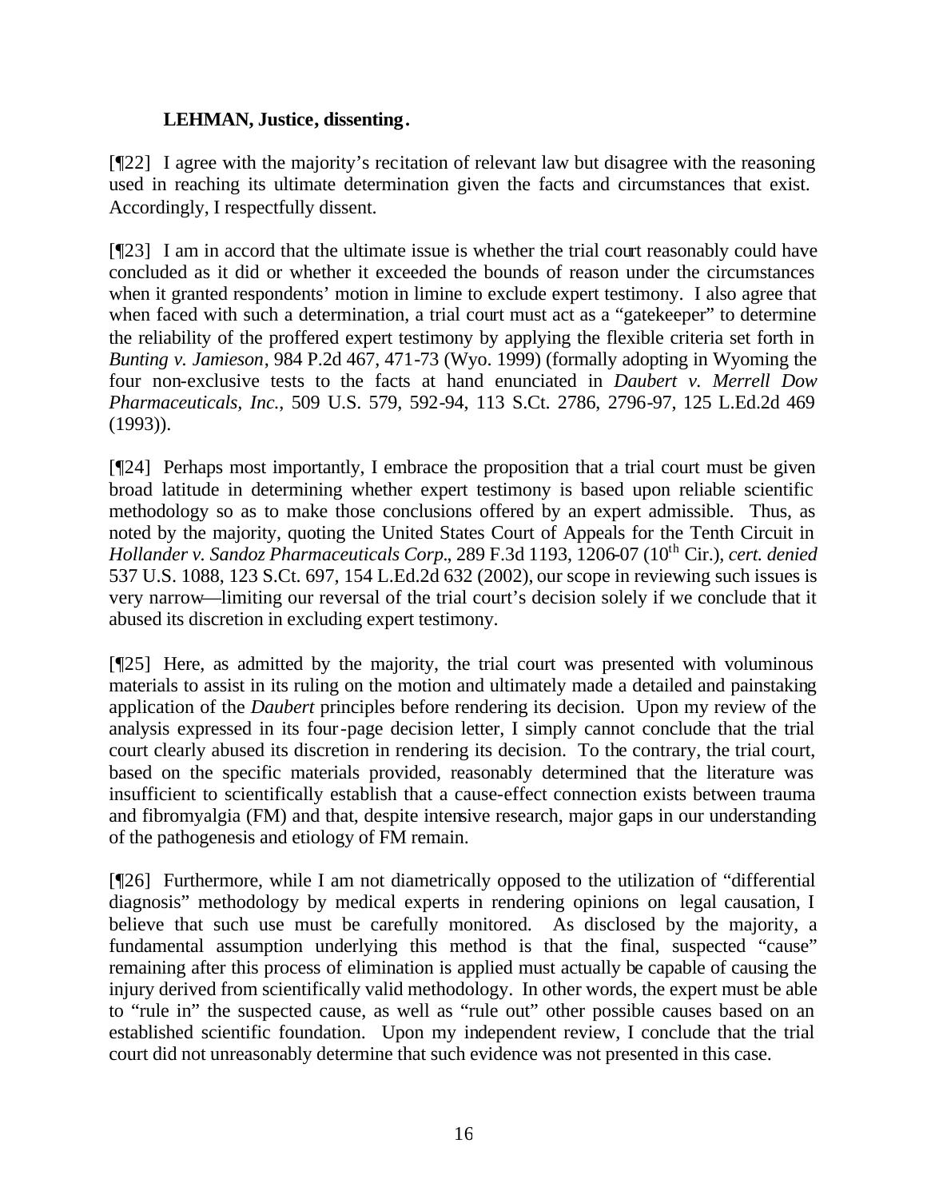**LEHMAN, Justice, dissenting.**

[¶22] I agree with the majority's recitation of relevant law but disagree with the reasoning used in reaching its ultimate determination given the facts and circumstances that exist. Accordingly, I respectfully dissent.

[¶23] I am in accord that the ultimate issue is whether the trial court reasonably could have concluded as it did or whether it exceeded the bounds of reason under the circumstances when it granted respondents' motion in limine to exclude expert testimony. I also agree that when faced with such a determination, a trial court must act as a "gatekeeper" to determine the reliability of the proffered expert testimony by applying the flexible criteria set forth in *Bunting v. Jamieson*, 984 P.2d 467, 471-73 (Wyo. 1999) (formally adopting in Wyoming the four non-exclusive tests to the facts at hand enunciated in *Daubert v. Merrell Dow Pharmaceuticals, Inc.*, 509 U.S. 579, 592-94, 113 S.Ct. 2786, 2796-97, 125 L.Ed.2d 469 (1993)).

[¶24] Perhaps most importantly, I embrace the proposition that a trial court must be given broad latitude in determining whether expert testimony is based upon reliable scientific methodology so as to make those conclusions offered by an expert admissible. Thus, as noted by the majority, quoting the United States Court of Appeals for the Tenth Circuit in *Hollander v. Sandoz Pharmaceuticals Corp.*, 289 F.3d 1193, 1206-07 (10th Cir.), *cert. denied* 537 U.S. 1088, 123 S.Ct. 697, 154 L.Ed.2d 632 (2002), our scope in reviewing such issues is very narrow—limiting our reversal of the trial court's decision solely if we conclude that it abused its discretion in excluding expert testimony.

[¶25] Here, as admitted by the majority, the trial court was presented with voluminous materials to assist in its ruling on the motion and ultimately made a detailed and painstaking application of the *Daubert* principles before rendering its decision. Upon my review of the analysis expressed in its four-page decision letter, I simply cannot conclude that the trial court clearly abused its discretion in rendering its decision. To the contrary, the trial court, based on the specific materials provided, reasonably determined that the literature was insufficient to scientifically establish that a cause-effect connection exists between trauma and fibromyalgia (FM) and that, despite intensive research, major gaps in our understanding of the pathogenesis and etiology of FM remain.

[¶26] Furthermore, while I am not diametrically opposed to the utilization of "differential diagnosis" methodology by medical experts in rendering opinions on legal causation, I believe that such use must be carefully monitored. As disclosed by the majority, a fundamental assumption underlying this method is that the final, suspected "cause" remaining after this process of elimination is applied must actually be capable of causing the injury derived from scientifically valid methodology. In other words, the expert must be able to "rule in" the suspected cause, as well as "rule out" other possible causes based on an established scientific foundation. Upon my independent review, I conclude that the trial court did not unreasonably determine that such evidence was not presented in this case.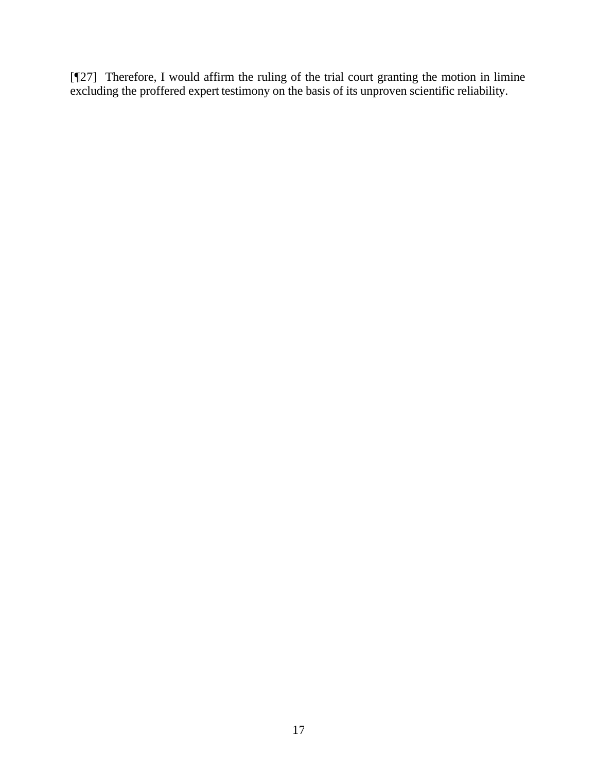[¶27] Therefore, I would affirm the ruling of the trial court granting the motion in limine excluding the proffered expert testimony on the basis of its unproven scientific reliability.